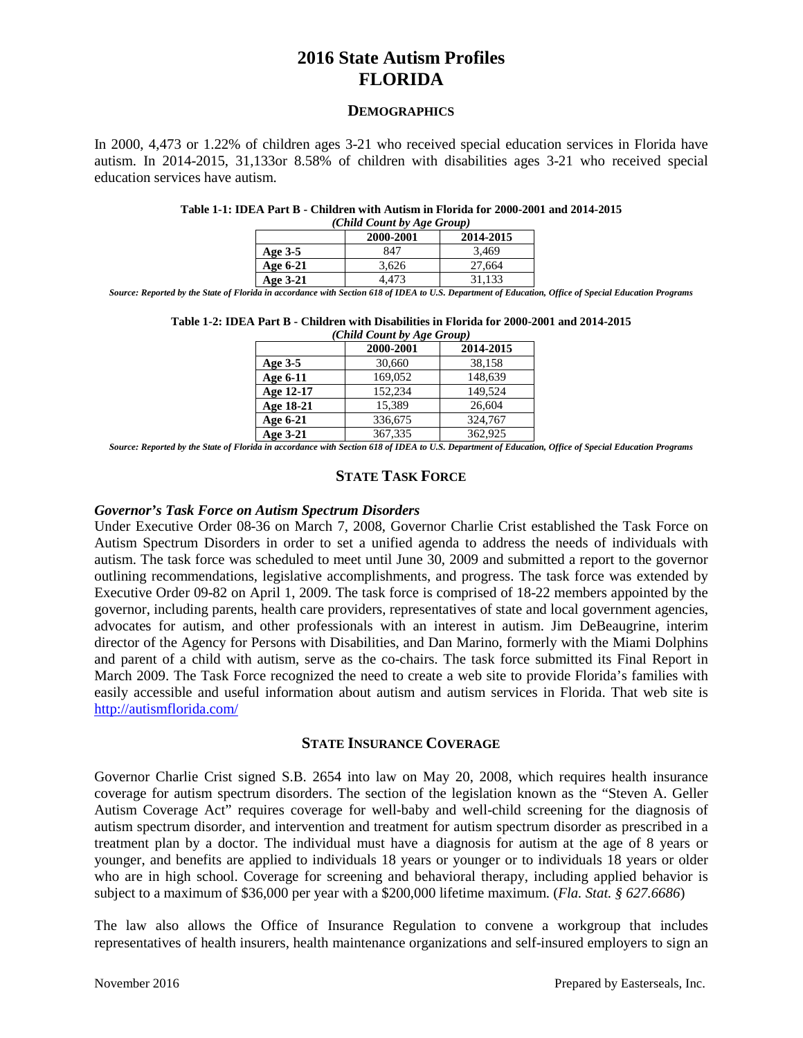# 2016 State Autism Profiles
# FLORIDA

## DEMOGRAPHICS

In 2000, 4,473 or 1.22% of children ages 3-21 who received special education services in Florida have autism. In 2014-2015, 31,133or 8.58% of children with disabilities ages 3-21 who received special education services have autism.

**Table 1-1: IDEA Part B - Children with Autism in Florida for 2000-2001 and 2014-2015**
*(Child Count by Age Group)*

| | 2000-2001 | 2014-2015 |
|---|---|---|
| **Age 3-5** | 847 | 3,469 |
| **Age 6-21** | 3,626 | 27,664 |
| **Age 3-21** | 4,473 | 31,133 |

*Source: Reported by the State of Florida in accordance with Section 618 of IDEA to U.S. Department of Education, Office of Special Education Programs*

**Table 1-2: IDEA Part B - Children with Disabilities in Florida for 2000-2001 and 2014-2015**
*(Child Count by Age Group)*

| | 2000-2001 | 2014-2015 |
|---|---|---|
| **Age 3-5** | 30,660 | 38,158 |
| **Age 6-11** | 169,052 | 148,639 |
| **Age 12-17** | 152,234 | 149,524 |
| **Age 18-21** | 15,389 | 26,604 |
| **Age 6-21** | 336,675 | 324,767 |
| **Age 3-21** | 367,335 | 362,925 |

*Source: Reported by the State of Florida in accordance with Section 618 of IDEA to U.S. Department of Education, Office of Special Education Programs*

## STATE TASK FORCE

### *Governor's Task Force on Autism Spectrum Disorders*

Under Executive Order 08-36 on March 7, 2008, Governor Charlie Crist established the Task Force on Autism Spectrum Disorders in order to set a unified agenda to address the needs of individuals with autism. The task force was scheduled to meet until June 30, 2009 and submitted a report to the governor outlining recommendations, legislative accomplishments, and progress. The task force was extended by Executive Order 09-82 on April 1, 2009. The task force is comprised of 18-22 members appointed by the governor, including parents, health care providers, representatives of state and local government agencies, advocates for autism, and other professionals with an interest in autism. Jim DeBeaugrine, interim director of the Agency for Persons with Disabilities, and Dan Marino, formerly with the Miami Dolphins and parent of a child with autism, serve as the co-chairs. The task force submitted its Final Report in March 2009. The Task Force recognized the need to create a web site to provide Florida's families with easily accessible and useful information about autism and autism services in Florida. That web site is http://autismflorida.com/

## STATE INSURANCE COVERAGE

Governor Charlie Crist signed S.B. 2654 into law on May 20, 2008, which requires health insurance coverage for autism spectrum disorders. The section of the legislation known as the "Steven A. Geller Autism Coverage Act" requires coverage for well-baby and well-child screening for the diagnosis of autism spectrum disorder, and intervention and treatment for autism spectrum disorder as prescribed in a treatment plan by a doctor. The individual must have a diagnosis for autism at the age of 8 years or younger, and benefits are applied to individuals 18 years or younger or to individuals 18 years or older who are in high school. Coverage for screening and behavioral therapy, including applied behavior is subject to a maximum of $36,000 per year with a $200,000 lifetime maximum. (*Fla. Stat. § 627.6686*)

The law also allows the Office of Insurance Regulation to convene a workgroup that includes representatives of health insurers, health maintenance organizations and self-insured employers to sign an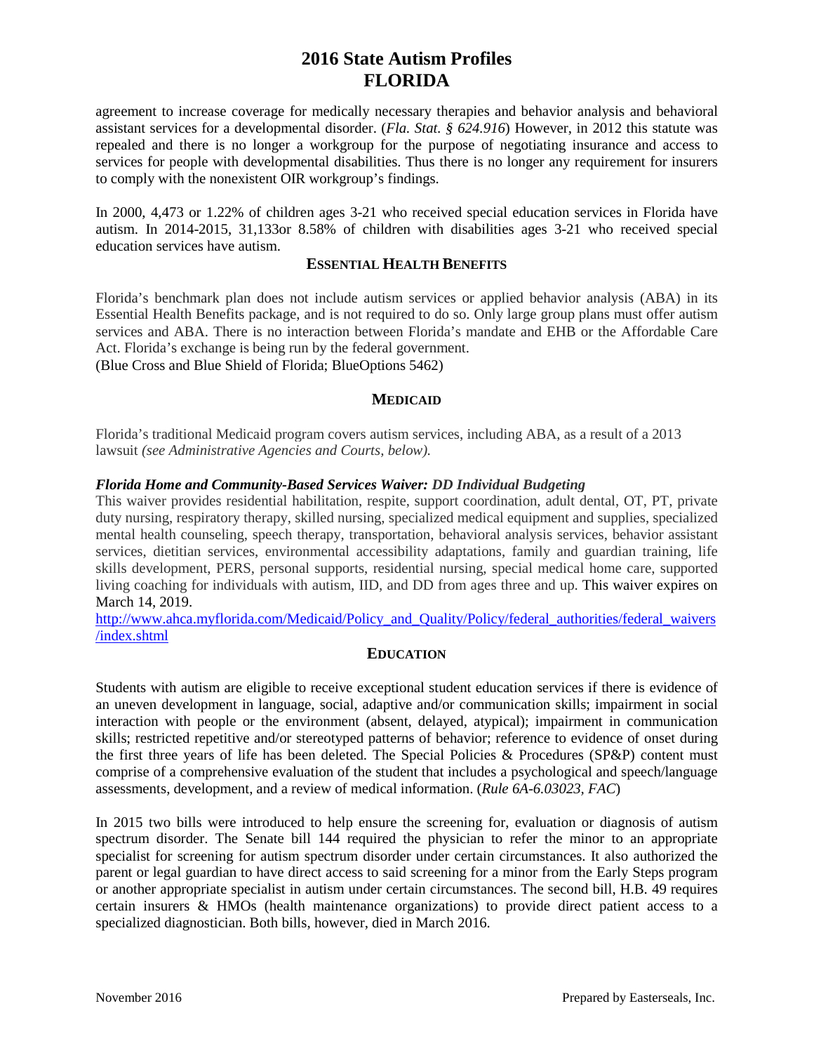agreement to increase coverage for medically necessary therapies and behavior analysis and behavioral assistant services for a developmental disorder. (*Fla. Stat. § 624.916*) However, in 2012 this statute was repealed and there is no longer a workgroup for the purpose of negotiating insurance and access to services for people with developmental disabilities. Thus there is no longer any requirement for insurers to comply with the nonexistent OIR workgroup's findings.

In 2000, 4,473 or 1.22% of children ages 3-21 who received special education services in Florida have autism. In 2014-2015, 31,133or 8.58% of children with disabilities ages 3-21 who received special education services have autism.

## ESSENTIAL HEALTH BENEFITS

Florida's benchmark plan does not include autism services or applied behavior analysis (ABA) in its Essential Health Benefits package, and is not required to do so. Only large group plans must offer autism services and ABA. There is no interaction between Florida's mandate and EHB or the Affordable Care Act. Florida's exchange is being run by the federal government.
(Blue Cross and Blue Shield of Florida; BlueOptions 5462)

## MEDICAID

Florida's traditional Medicaid program covers autism services, including ABA, as a result of a 2013 lawsuit *(see Administrative Agencies and Courts, below).*

***Florida Home and Community-Based Services Waiver: DD Individual Budgeting***
This waiver provides residential habilitation, respite, support coordination, adult dental, OT, PT, private duty nursing, respiratory therapy, skilled nursing, specialized medical equipment and supplies, specialized mental health counseling, speech therapy, transportation, behavioral analysis services, behavior assistant services, dietitian services, environmental accessibility adaptations, family and guardian training, life skills development, PERS, personal supports, residential nursing, special medical home care, supported living coaching for individuals with autism, IID, and DD from ages three and up. This waiver expires on March 14, 2019.
http://www.ahca.myflorida.com/Medicaid/Policy_and_Quality/Policy/federal_authorities/federal_waivers/index.shtml

## EDUCATION

Students with autism are eligible to receive exceptional student education services if there is evidence of an uneven development in language, social, adaptive and/or communication skills; impairment in social interaction with people or the environment (absent, delayed, atypical); impairment in communication skills; restricted repetitive and/or stereotyped patterns of behavior; reference to evidence of onset during the first three years of life has been deleted. The Special Policies & Procedures (SP&P) content must comprise of a comprehensive evaluation of the student that includes a psychological and speech/language assessments, development, and a review of medical information. (*Rule 6A-6.03023, FAC*)

In 2015 two bills were introduced to help ensure the screening for, evaluation or diagnosis of autism spectrum disorder. The Senate bill 144 required the physician to refer the minor to an appropriate specialist for screening for autism spectrum disorder under certain circumstances. It also authorized the parent or legal guardian to have direct access to said screening for a minor from the Early Steps program or another appropriate specialist in autism under certain circumstances. The second bill, H.B. 49 requires certain insurers & HMOs (health maintenance organizations) to provide direct patient access to a specialized diagnostician. Both bills, however, died in March 2016.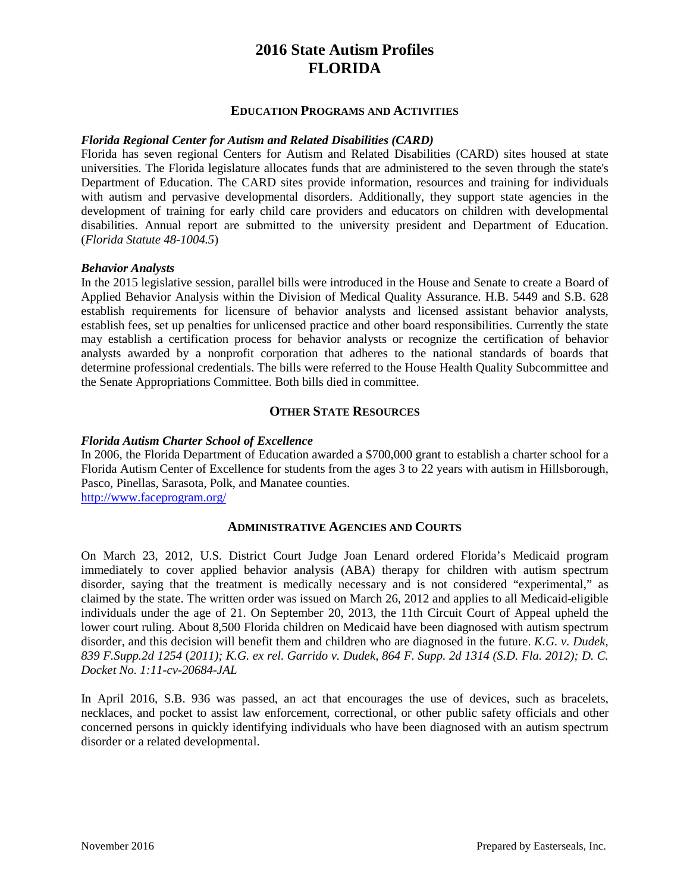# 2016 State Autism Profiles
# FLORIDA

## Education Programs and Activities

### *Florida Regional Center for Autism and Related Disabilities (CARD)*

Florida has seven regional Centers for Autism and Related Disabilities (CARD) sites housed at state universities. The Florida legislature allocates funds that are administered to the seven through the state's Department of Education. The CARD sites provide information, resources and training for individuals with autism and pervasive developmental disorders. Additionally, they support state agencies in the development of training for early child care providers and educators on children with developmental disabilities. Annual report are submitted to the university president and Department of Education. (*Florida Statute 48-1004.5*)

### *Behavior Analysts*

In the 2015 legislative session, parallel bills were introduced in the House and Senate to create a Board of Applied Behavior Analysis within the Division of Medical Quality Assurance. H.B. 5449 and S.B. 628 establish requirements for licensure of behavior analysts and licensed assistant behavior analysts, establish fees, set up penalties for unlicensed practice and other board responsibilities. Currently the state may establish a certification process for behavior analysts or recognize the certification of behavior analysts awarded by a nonprofit corporation that adheres to the national standards of boards that determine professional credentials. The bills were referred to the House Health Quality Subcommittee and the Senate Appropriations Committee. Both bills died in committee.

## Other State Resources

### *Florida Autism Charter School of Excellence*

In 2006, the Florida Department of Education awarded a $700,000 grant to establish a charter school for a Florida Autism Center of Excellence for students from the ages 3 to 22 years with autism in Hillsborough, Pasco, Pinellas, Sarasota, Polk, and Manatee counties.
http://www.faceprogram.org/

## Administrative Agencies and Courts

On March 23, 2012, U.S. District Court Judge Joan Lenard ordered Florida's Medicaid program immediately to cover applied behavior analysis (ABA) therapy for children with autism spectrum disorder, saying that the treatment is medically necessary and is not considered "experimental," as claimed by the state. The written order was issued on March 26, 2012 and applies to all Medicaid-eligible individuals under the age of 21. On September 20, 2013, the 11th Circuit Court of Appeal upheld the lower court ruling. About 8,500 Florida children on Medicaid have been diagnosed with autism spectrum disorder, and this decision will benefit them and children who are diagnosed in the future. *K.G. v. Dudek, 839 F.Supp.2d 1254* (*2011); K.G. ex rel. Garrido v. Dudek, 864 F. Supp. 2d 1314 (S.D. Fla. 2012); D. C. Docket No. 1:11-cv-20684-JAL*

In April 2016, S.B. 936 was passed, an act that encourages the use of devices, such as bracelets, necklaces, and pocket to assist law enforcement, correctional, or other public safety officials and other concerned persons in quickly identifying individuals who have been diagnosed with an autism spectrum disorder or a related developmental.

November 2016 Prepared by Easterseals, Inc.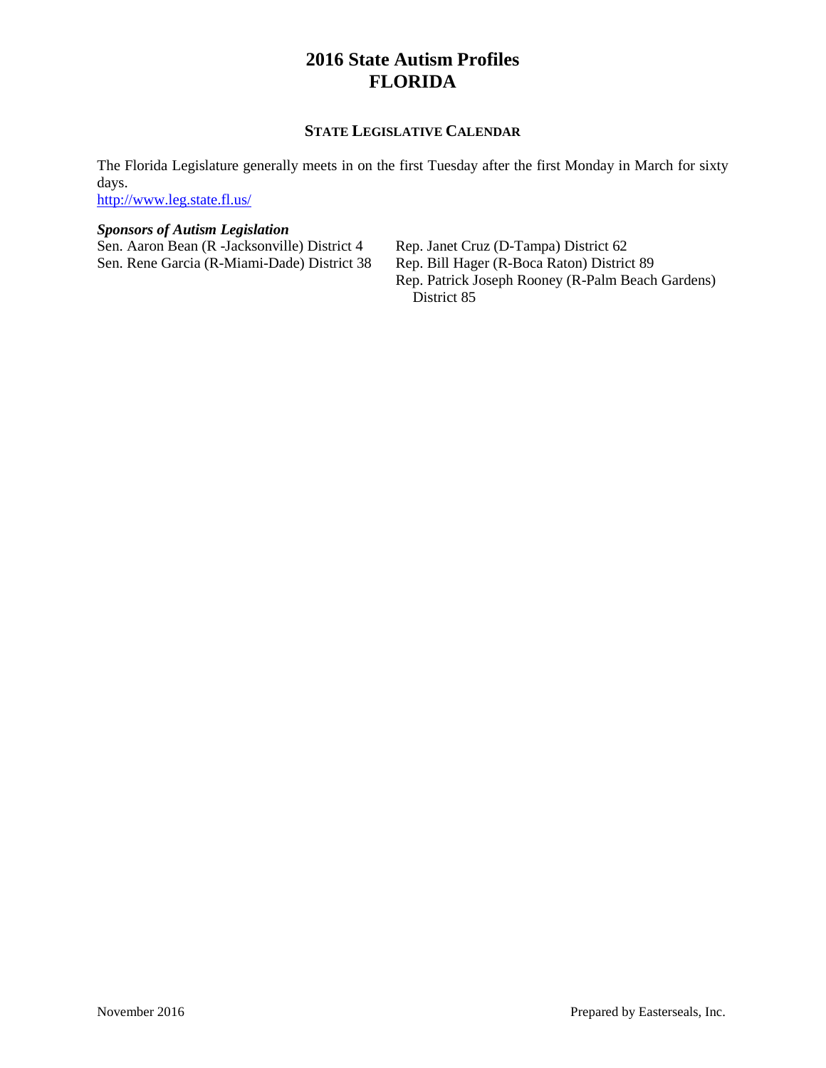# 2016 State Autism Profiles
# FLORIDA

## STATE LEGISLATIVE CALENDAR

The Florida Legislature generally meets in on the first Tuesday after the first Monday in March for sixty days.
http://www.leg.state.fl.us/

***Sponsors of Autism Legislation***

Sen. Aaron Bean (R -Jacksonville) District 4
Sen. Rene Garcia (R-Miami-Dade) District 38

Rep. Janet Cruz (D-Tampa) District 62
Rep. Bill Hager (R-Boca Raton) District 89
Rep. Patrick Joseph Rooney (R-Palm Beach Gardens) District 85

November 2016

Prepared by Easterseals, Inc.